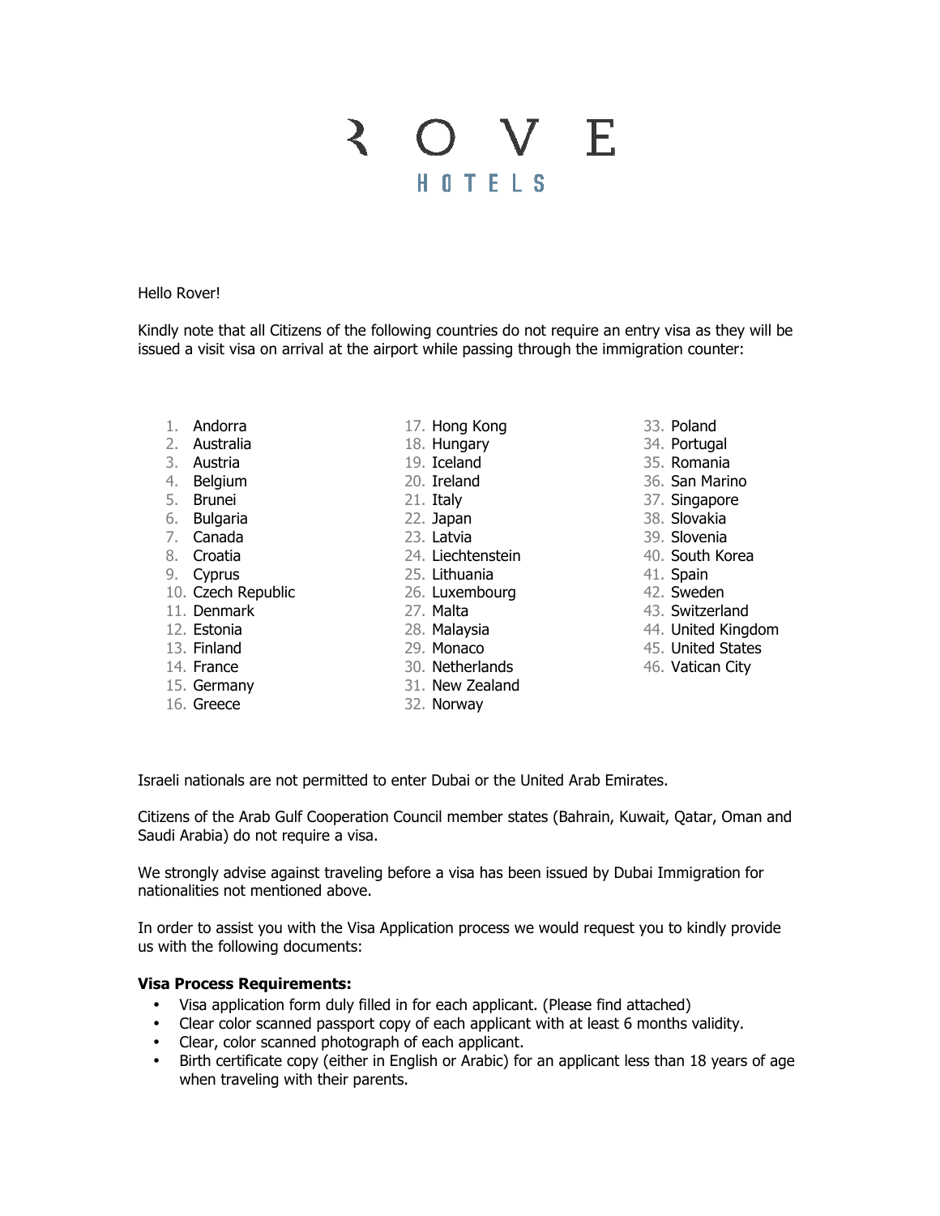# ROVE HOTELS

Hello Rover!

Kindly note that all Citizens of the following countries do not require an entry visa as they will be issued a visit visa on arrival at the airport while passing through the immigration counter:

1. Andorra
2. Australia
3. Austria
4. Belgium
5. Brunei
6. Bulgaria
7. Canada
8. Croatia
9. Cyprus
10. Czech Republic
11. Denmark
12. Estonia
13. Finland
14. France
15. Germany
16. Greece
17. Hong Kong
18. Hungary
19. Iceland
20. Ireland
21. Italy
22. Japan
23. Latvia
24. Liechtenstein
25. Lithuania
26. Luxembourg
27. Malta
28. Malaysia
29. Monaco
30. Netherlands
31. New Zealand
32. Norway
33. Poland
34. Portugal
35. Romania
36. San Marino
37. Singapore
38. Slovakia
39. Slovenia
40. South Korea
41. Spain
42. Sweden
43. Switzerland
44. United Kingdom
45. United States
46. Vatican City

Israeli nationals are not permitted to enter Dubai or the United Arab Emirates.

Citizens of the Arab Gulf Cooperation Council member states (Bahrain, Kuwait, Qatar, Oman and Saudi Arabia) do not require a visa.

We strongly advise against traveling before a visa has been issued by Dubai Immigration for nationalities not mentioned above.

In order to assist you with the Visa Application process we would request you to kindly provide us with the following documents:

**Visa Process Requirements:**

- Visa application form duly filled in for each applicant. (Please find attached)
- Clear color scanned passport copy of each applicant with at least 6 months validity.
- Clear, color scanned photograph of each applicant.
- Birth certificate copy (either in English or Arabic) for an applicant less than 18 years of age when traveling with their parents.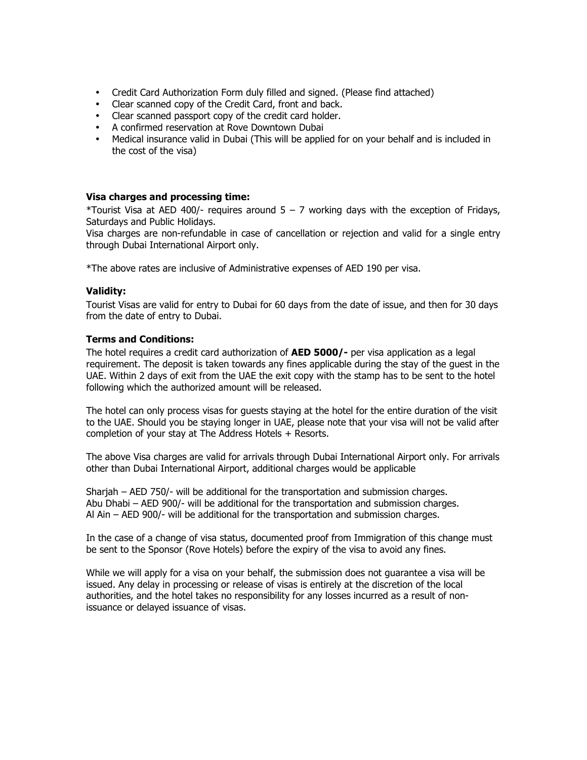- Credit Card Authorization Form duly filled and signed. (Please find attached)
- Clear scanned copy of the Credit Card, front and back.
- Clear scanned passport copy of the credit card holder.
- A confirmed reservation at Rove Downtown Dubai
- Medical insurance valid in Dubai (This will be applied for on your behalf and is included in the cost of the visa)

**Visa charges and processing time:**

*Tourist Visa at AED 400/- requires around 5 – 7 working days with the exception of Fridays, Saturdays and Public Holidays.

Visa charges are non-refundable in case of cancellation or rejection and valid for a single entry through Dubai International Airport only.

*The above rates are inclusive of Administrative expenses of AED 190 per visa.

**Validity:**

Tourist Visas are valid for entry to Dubai for 60 days from the date of issue, and then for 30 days from the date of entry to Dubai.

**Terms and Conditions:**

The hotel requires a credit card authorization of **AED 5000/-** per visa application as a legal requirement. The deposit is taken towards any fines applicable during the stay of the guest in the UAE. Within 2 days of exit from the UAE the exit copy with the stamp has to be sent to the hotel following which the authorized amount will be released.

The hotel can only process visas for guests staying at the hotel for the entire duration of the visit to the UAE. Should you be staying longer in UAE, please note that your visa will not be valid after completion of your stay at The Address Hotels + Resorts.

The above Visa charges are valid for arrivals through Dubai International Airport only. For arrivals other than Dubai International Airport, additional charges would be applicable

Sharjah – AED 750/- will be additional for the transportation and submission charges.
Abu Dhabi – AED 900/- will be additional for the transportation and submission charges.
Al Ain – AED 900/- will be additional for the transportation and submission charges.

In the case of a change of visa status, documented proof from Immigration of this change must be sent to the Sponsor (Rove Hotels) before the expiry of the visa to avoid any fines.

While we will apply for a visa on your behalf, the submission does not guarantee a visa will be issued. Any delay in processing or release of visas is entirely at the discretion of the local authorities, and the hotel takes no responsibility for any losses incurred as a result of non-issuance or delayed issuance of visas.